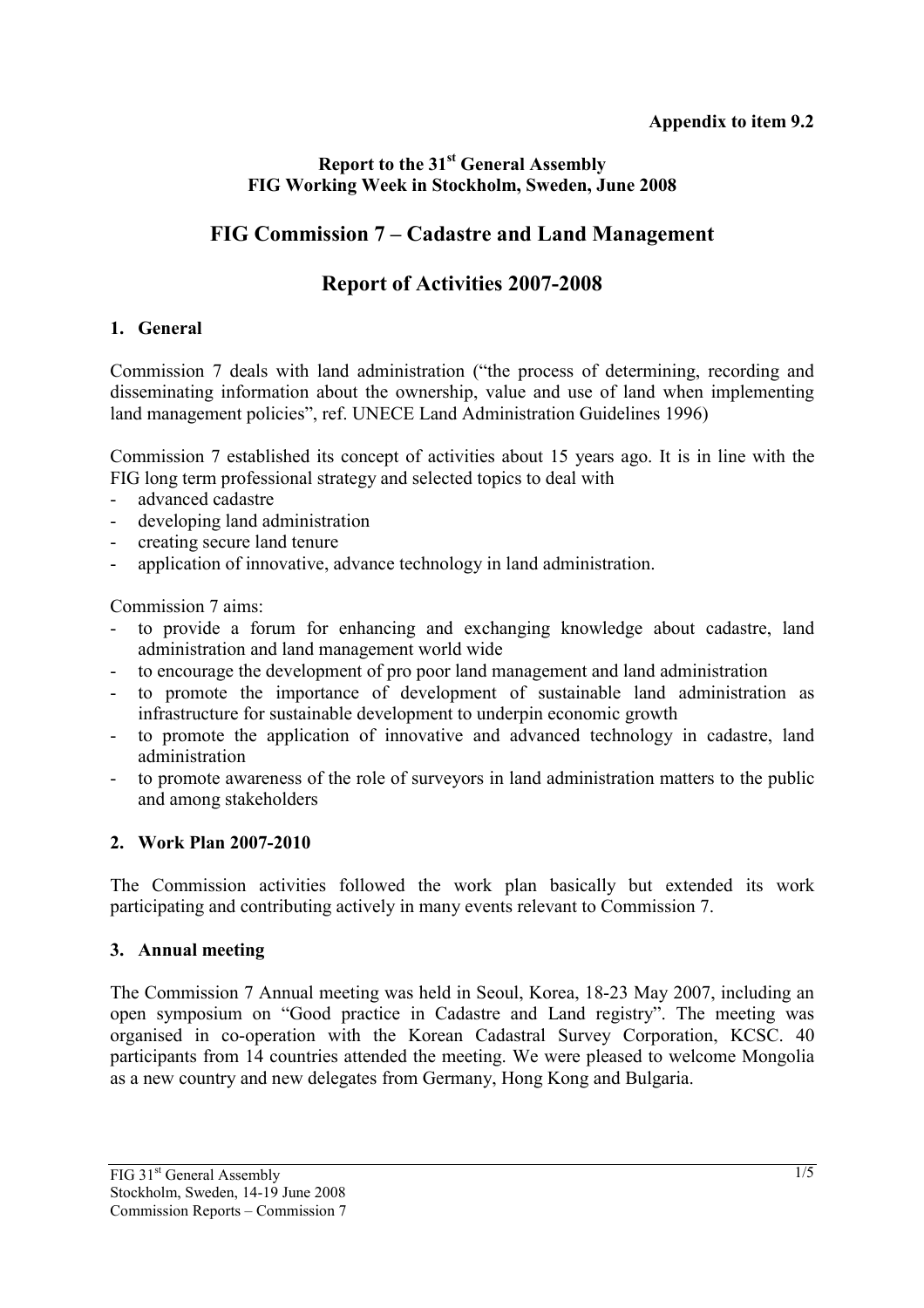**Appendix to item 9.2**

**Report to the 31st General Assembly**
**FIG Working Week in Stockholm, Sweden, June 2008**

# FIG Commission 7 – Cadastre and Land Management

# Report of Activities 2007-2008

## 1. General

Commission 7 deals with land administration ("the process of determining, recording and disseminating information about the ownership, value and use of land when implementing land management policies", ref. UNECE Land Administration Guidelines 1996)

Commission 7 established its concept of activities about 15 years ago. It is in line with the FIG long term professional strategy and selected topics to deal with

- advanced cadastre
- developing land administration
- creating secure land tenure
- application of innovative, advance technology in land administration.

Commission 7 aims:

- to provide a forum for enhancing and exchanging knowledge about cadastre, land administration and land management world wide
- to encourage the development of pro poor land management and land administration
- to promote the importance of development of sustainable land administration as infrastructure for sustainable development to underpin economic growth
- to promote the application of innovative and advanced technology in cadastre, land administration
- to promote awareness of the role of surveyors in land administration matters to the public and among stakeholders

## 2. Work Plan 2007-2010

The Commission activities followed the work plan basically but extended its work participating and contributing actively in many events relevant to Commission 7.

## 3. Annual meeting

The Commission 7 Annual meeting was held in Seoul, Korea, 18-23 May 2007, including an open symposium on "Good practice in Cadastre and Land registry". The meeting was organised in co-operation with the Korean Cadastral Survey Corporation, KCSC. 40 participants from 14 countries attended the meeting. We were pleased to welcome Mongolia as a new country and new delegates from Germany, Hong Kong and Bulgaria.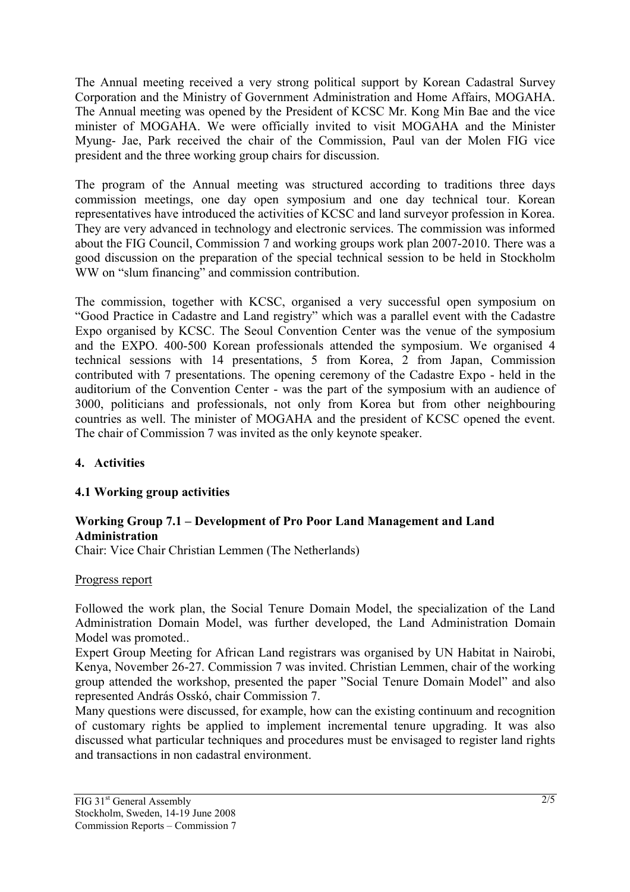The Annual meeting received a very strong political support by Korean Cadastral Survey Corporation and the Ministry of Government Administration and Home Affairs, MOGAHA. The Annual meeting was opened by the President of KCSC Mr. Kong Min Bae and the vice minister of MOGAHA. We were officially invited to visit MOGAHA and the Minister Myung- Jae, Park received the chair of the Commission, Paul van der Molen FIG vice president and the three working group chairs for discussion.

The program of the Annual meeting was structured according to traditions three days commission meetings, one day open symposium and one day technical tour. Korean representatives have introduced the activities of KCSC and land surveyor profession in Korea. They are very advanced in technology and electronic services. The commission was informed about the FIG Council, Commission 7 and working groups work plan 2007-2010. There was a good discussion on the preparation of the special technical session to be held in Stockholm WW on "slum financing" and commission contribution.

The commission, together with KCSC, organised a very successful open symposium on "Good Practice in Cadastre and Land registry" which was a parallel event with the Cadastre Expo organised by KCSC. The Seoul Convention Center was the venue of the symposium and the EXPO. 400-500 Korean professionals attended the symposium. We organised 4 technical sessions with 14 presentations, 5 from Korea, 2 from Japan, Commission contributed with 7 presentations. The opening ceremony of the Cadastre Expo - held in the auditorium of the Convention Center - was the part of the symposium with an audience of 3000, politicians and professionals, not only from Korea but from other neighbouring countries as well. The minister of MOGAHA and the president of KCSC opened the event. The chair of Commission 7 was invited as the only keynote speaker.

## 4. Activities

### 4.1 Working group activities

**Working Group 7.1 – Development of Pro Poor Land Management and Land Administration**

Chair: Vice Chair Christian Lemmen (The Netherlands)

Progress report

Followed the work plan, the Social Tenure Domain Model, the specialization of the Land Administration Domain Model, was further developed, the Land Administration Domain Model was promoted..

Expert Group Meeting for African Land registrars was organised by UN Habitat in Nairobi, Kenya, November 26-27. Commission 7 was invited. Christian Lemmen, chair of the working group attended the workshop, presented the paper "Social Tenure Domain Model" and also represented András Osskó, chair Commission 7.

Many questions were discussed, for example, how can the existing continuum and recognition of customary rights be applied to implement incremental tenure upgrading. It was also discussed what particular techniques and procedures must be envisaged to register land rights and transactions in non cadastral environment.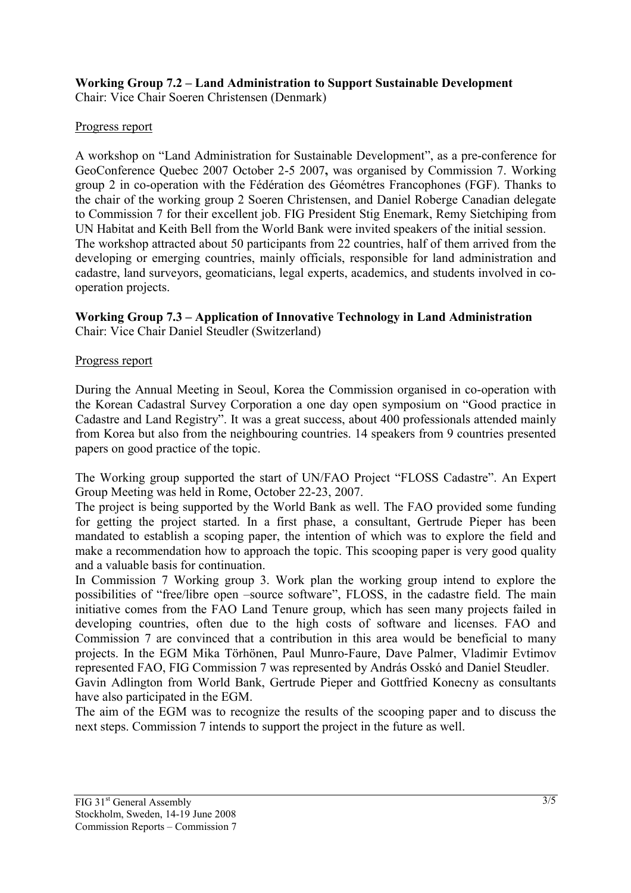**Working Group 7.2 – Land Administration to Support Sustainable Development**
Chair: Vice Chair Soeren Christensen (Denmark)

Progress report

A workshop on "Land Administration for Sustainable Development", as a pre-conference for GeoConference Quebec 2007 October 2-5 2007**,** was organised by Commission 7. Working group 2 in co-operation with the Fédération des Géométres Francophones (FGF). Thanks to the chair of the working group 2 Soeren Christensen, and Daniel Roberge Canadian delegate to Commission 7 for their excellent job. FIG President Stig Enemark, Remy Sietchiping from UN Habitat and Keith Bell from the World Bank were invited speakers of the initial session.
The workshop attracted about 50 participants from 22 countries, half of them arrived from the developing or emerging countries, mainly officials, responsible for land administration and cadastre, land surveyors, geomaticians, legal experts, academics, and students involved in co-operation projects.

**Working Group 7.3 – Application of Innovative Technology in Land Administration**
Chair: Vice Chair Daniel Steudler (Switzerland)

Progress report

During the Annual Meeting in Seoul, Korea the Commission organised in co-operation with the Korean Cadastral Survey Corporation a one day open symposium on "Good practice in Cadastre and Land Registry". It was a great success, about 400 professionals attended mainly from Korea but also from the neighbouring countries. 14 speakers from 9 countries presented papers on good practice of the topic.

The Working group supported the start of UN/FAO Project "FLOSS Cadastre". An Expert Group Meeting was held in Rome, October 22-23, 2007.
The project is being supported by the World Bank as well. The FAO provided some funding for getting the project started. In a first phase, a consultant, Gertrude Pieper has been mandated to establish a scoping paper, the intention of which was to explore the field and make a recommendation how to approach the topic. This scooping paper is very good quality and a valuable basis for continuation.
In Commission 7 Working group 3. Work plan the working group intend to explore the possibilities of "free/libre open –source software", FLOSS, in the cadastre field. The main initiative comes from the FAO Land Tenure group, which has seen many projects failed in developing countries, often due to the high costs of software and licenses. FAO and Commission 7 are convinced that a contribution in this area would be beneficial to many projects. In the EGM Mika Törhönen, Paul Munro-Faure, Dave Palmer, Vladimir Evtimov represented FAO, FIG Commission 7 was represented by András Osskó and Daniel Steudler.
Gavin Adlington from World Bank, Gertrude Pieper and Gottfried Konecny as consultants have also participated in the EGM.
The aim of the EGM was to recognize the results of the scooping paper and to discuss the next steps. Commission 7 intends to support the project in the future as well.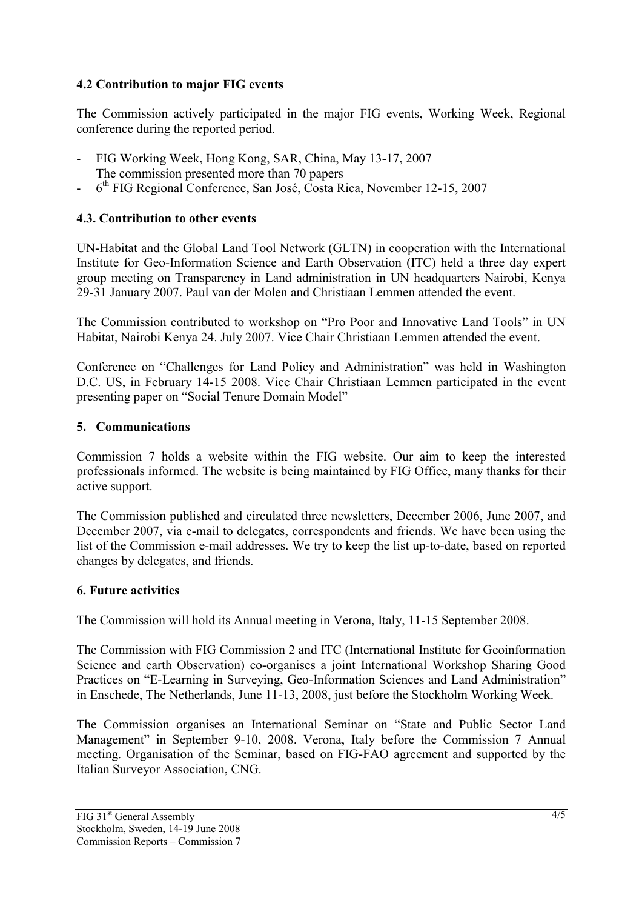### 4.2 Contribution to major FIG events

The Commission actively participated in the major FIG events, Working Week, Regional conference during the reported period.

- FIG Working Week, Hong Kong, SAR, China, May 13-17, 2007
  The commission presented more than 70 papers
- 6th FIG Regional Conference, San José, Costa Rica, November 12-15, 2007

### 4.3. Contribution to other events

UN-Habitat and the Global Land Tool Network (GLTN) in cooperation with the International Institute for Geo-Information Science and Earth Observation (ITC) held a three day expert group meeting on Transparency in Land administration in UN headquarters Nairobi, Kenya 29-31 January 2007. Paul van der Molen and Christiaan Lemmen attended the event.

The Commission contributed to workshop on "Pro Poor and Innovative Land Tools" in UN Habitat, Nairobi Kenya 24. July 2007. Vice Chair Christiaan Lemmen attended the event.

Conference on "Challenges for Land Policy and Administration" was held in Washington D.C. US, in February 14-15 2008. Vice Chair Christiaan Lemmen participated in the event presenting paper on "Social Tenure Domain Model"

## 5. Communications

Commission 7 holds a website within the FIG website. Our aim to keep the interested professionals informed. The website is being maintained by FIG Office, many thanks for their active support.

The Commission published and circulated three newsletters, December 2006, June 2007, and December 2007, via e-mail to delegates, correspondents and friends. We have been using the list of the Commission e-mail addresses. We try to keep the list up-to-date, based on reported changes by delegates, and friends.

## 6. Future activities

The Commission will hold its Annual meeting in Verona, Italy, 11-15 September 2008.

The Commission with FIG Commission 2 and ITC (International Institute for Geoinformation Science and earth Observation) co-organises a joint International Workshop Sharing Good Practices on "E-Learning in Surveying, Geo-Information Sciences and Land Administration" in Enschede, The Netherlands, June 11-13, 2008, just before the Stockholm Working Week.

The Commission organises an International Seminar on "State and Public Sector Land Management" in September 9-10, 2008. Verona, Italy before the Commission 7 Annual meeting. Organisation of the Seminar, based on FIG-FAO agreement and supported by the Italian Surveyor Association, CNG.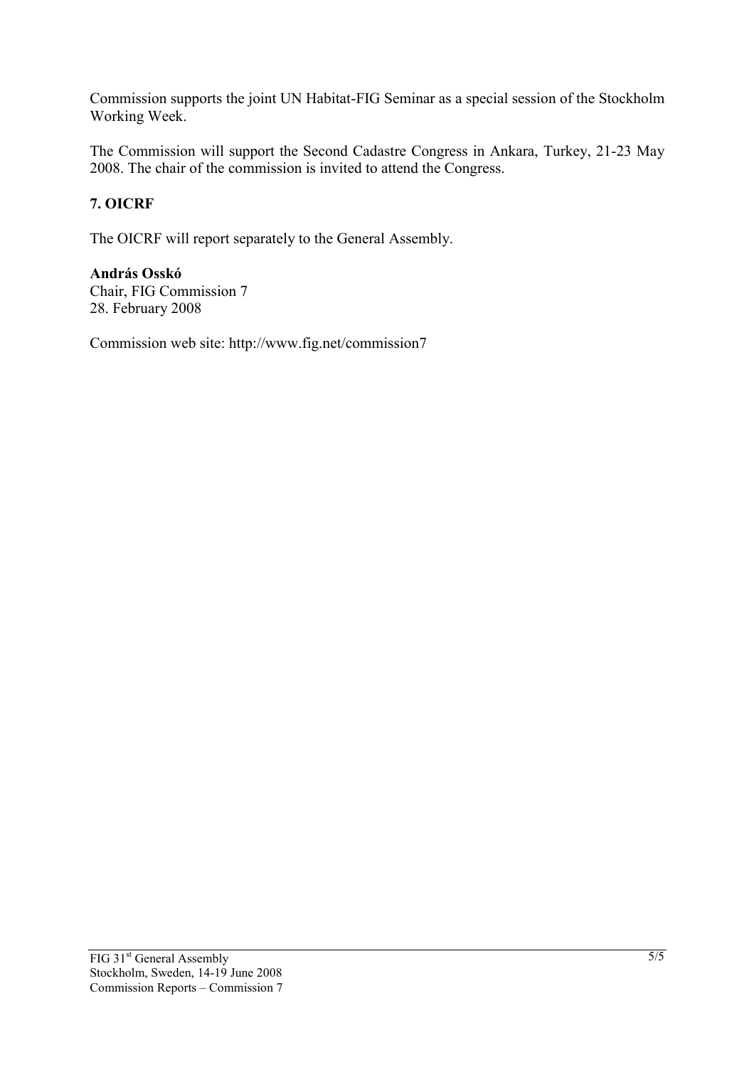Commission supports the joint UN Habitat-FIG Seminar as a special session of the Stockholm Working Week.

The Commission will support the Second Cadastre Congress in Ankara, Turkey, 21-23 May 2008. The chair of the commission is invited to attend the Congress.

## 7. OICRF

The OICRF will report separately to the General Assembly.

**András Osskó**
Chair, FIG Commission 7
28. February 2008

Commission web site: http://www.fig.net/commission7